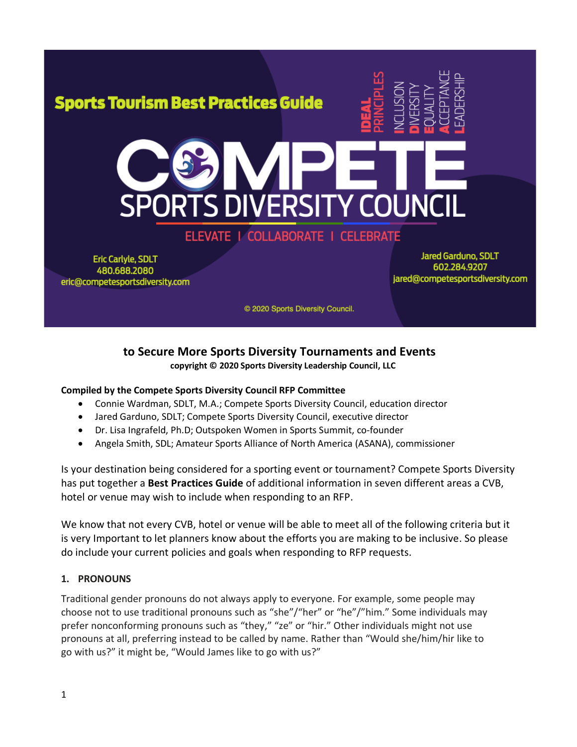Sports Tourism Best Practices Guide

IDEAL PRINCIPLES: INCLUSION, DIVERSITY, EQUALITY, ACCEPTANCE, LEADERSHIP

COMPETE SPORTS DIVERSITY COUNCIL

ELEVATE | COLLABORATE | CELEBRATE

Eric Carlyle, SDLT
480.688.2080
eric@competesportsdiversity.com

Jared Garduno, SDLT
602.284.9207
jared@competesportsdiversity.com

© 2020 Sports Diversity Council.

**to Secure More Sports Diversity Tournaments and Events**
**copyright © 2020 Sports Diversity Leadership Council, LLC**

**Compiled by the Compete Sports Diversity Council RFP Committee**

- Connie Wardman, SDLT, M.A.; Compete Sports Diversity Council, education director
- Jared Garduno, SDLT; Compete Sports Diversity Council, executive director
- Dr. Lisa Ingrafeld, Ph.D; Outspoken Women in Sports Summit, co-founder
- Angela Smith, SDL; Amateur Sports Alliance of North America (ASANA), commissioner

Is your destination being considered for a sporting event or tournament? Compete Sports Diversity has put together a **Best Practices Guide** of additional information in seven different areas a CVB, hotel or venue may wish to include when responding to an RFP.

We know that not every CVB, hotel or venue will be able to meet all of the following criteria but it is very Important to let planners know about the efforts you are making to be inclusive. So please do include your current policies and goals when responding to RFP requests.

### 1. PRONOUNS

Traditional gender pronouns do not always apply to everyone. For example, some people may choose not to use traditional pronouns such as "she"/"her" or "he"/"him." Some individuals may prefer nonconforming pronouns such as "they," "ze" or "hir." Other individuals might not use pronouns at all, preferring instead to be called by name. Rather than "Would she/him/hir like to go with us?" it might be, "Would James like to go with us?"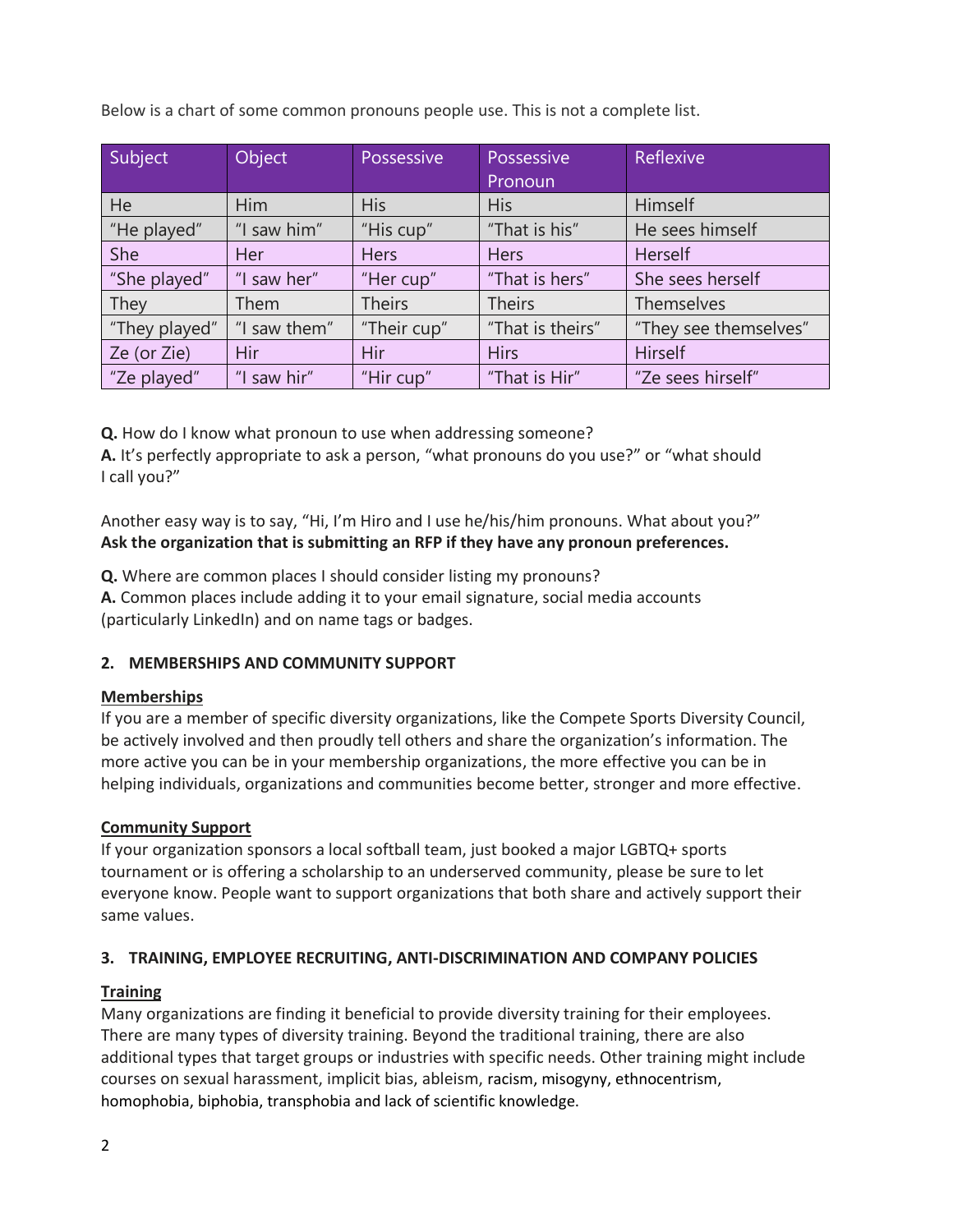Below is a chart of some common pronouns people use. This is not a complete list.

| Subject | Object | Possessive | Possessive Pronoun | Reflexive |
| --- | --- | --- | --- | --- |
| He | Him | His | His | Himself |
| "He played" | "I saw him" | "His cup" | "That is his" | He sees himself |
| She | Her | Hers | Hers | Herself |
| "She played" | "I saw her" | "Her cup" | "That is hers" | She sees herself |
| They | Them | Theirs | Theirs | Themselves |
| "They played" | "I saw them" | "Their cup" | "That is theirs" | "They see themselves" |
| Ze (or Zie) | Hir | Hir | Hirs | Hirself |
| "Ze played" | "I saw hir" | "Hir cup" | "That is Hir" | "Ze sees hirself" |

**Q.** How do I know what pronoun to use when addressing someone?
**A.** It's perfectly appropriate to ask a person, "what pronouns do you use?" or "what should I call you?"

Another easy way is to say, "Hi, I'm Hiro and I use he/his/him pronouns. What about you?"
**Ask the organization that is submitting an RFP if they have any pronoun preferences.**

**Q.** Where are common places I should consider listing my pronouns?
**A.** Common places include adding it to your email signature, social media accounts (particularly LinkedIn) and on name tags or badges.

## 2. MEMBERSHIPS AND COMMUNITY SUPPORT

**Memberships**

If you are a member of specific diversity organizations, like the Compete Sports Diversity Council, be actively involved and then proudly tell others and share the organization's information. The more active you can be in your membership organizations, the more effective you can be in helping individuals, organizations and communities become better, stronger and more effective.

**Community Support**

If your organization sponsors a local softball team, just booked a major LGBTQ+ sports tournament or is offering a scholarship to an underserved community, please be sure to let everyone know. People want to support organizations that both share and actively support their same values.

## 3. TRAINING, EMPLOYEE RECRUITING, ANTI-DISCRIMINATION AND COMPANY POLICIES

**Training**

Many organizations are finding it beneficial to provide diversity training for their employees. There are many types of diversity training. Beyond the traditional training, there are also additional types that target groups or industries with specific needs. Other training might include courses on sexual harassment, implicit bias, ableism, racism, misogyny, ethnocentrism, homophobia, biphobia, transphobia and lack of scientific knowledge.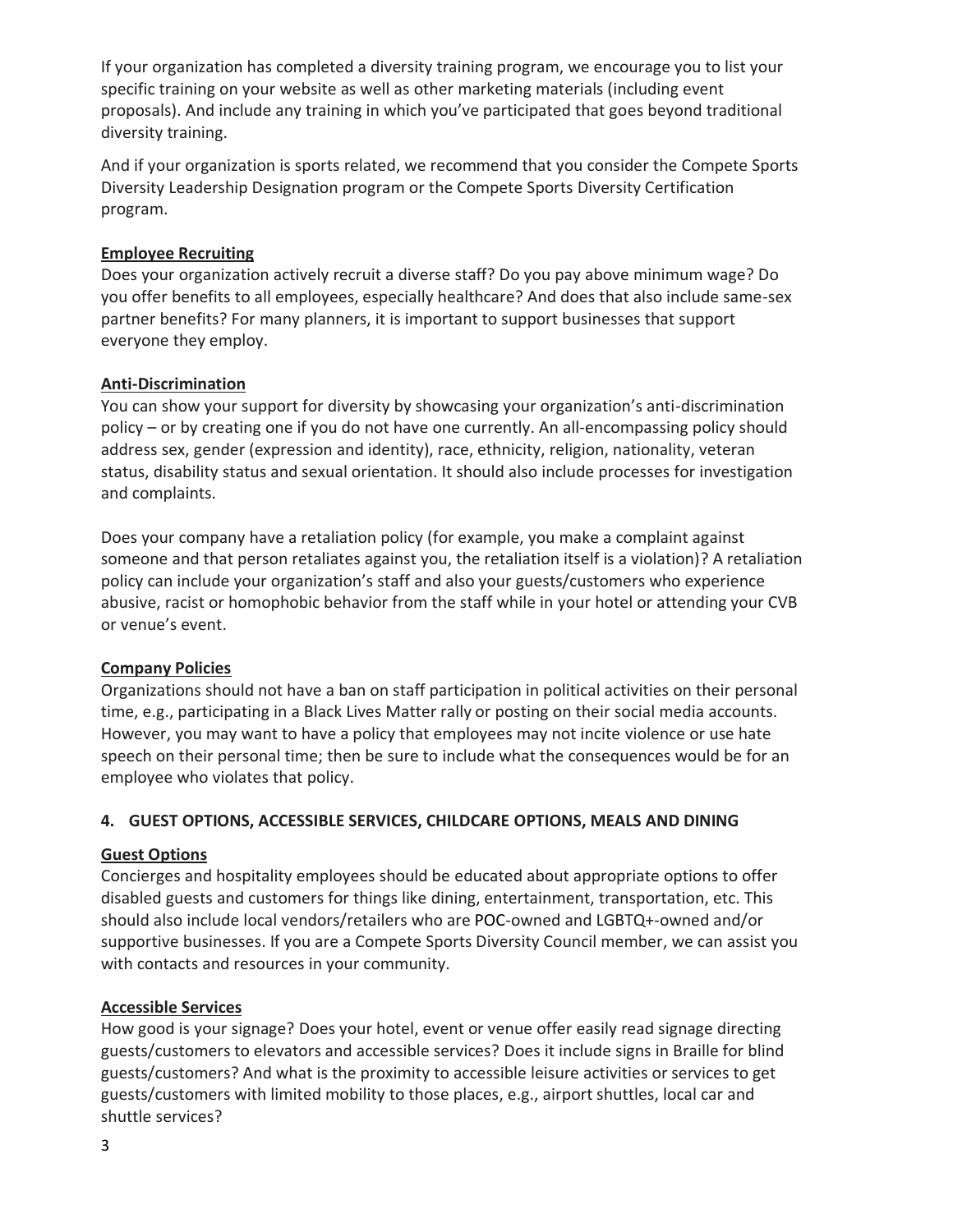If your organization has completed a diversity training program, we encourage you to list your specific training on your website as well as other marketing materials (including event proposals). And include any training in which you've participated that goes beyond traditional diversity training.

And if your organization is sports related, we recommend that you consider the Compete Sports Diversity Leadership Designation program or the Compete Sports Diversity Certification program.

**Employee Recruiting**

Does your organization actively recruit a diverse staff? Do you pay above minimum wage? Do you offer benefits to all employees, especially healthcare? And does that also include same-sex partner benefits? For many planners, it is important to support businesses that support everyone they employ.

**Anti-Discrimination**

You can show your support for diversity by showcasing your organization's anti-discrimination policy – or by creating one if you do not have one currently. An all-encompassing policy should address sex, gender (expression and identity), race, ethnicity, religion, nationality, veteran status, disability status and sexual orientation. It should also include processes for investigation and complaints.

Does your company have a retaliation policy (for example, you make a complaint against someone and that person retaliates against you, the retaliation itself is a violation)? A retaliation policy can include your organization's staff and also your guests/customers who experience abusive, racist or homophobic behavior from the staff while in your hotel or attending your CVB or venue's event.

**Company Policies**

Organizations should not have a ban on staff participation in political activities on their personal time, e.g., participating in a Black Lives Matter rally or posting on their social media accounts. However, you may want to have a policy that employees may not incite violence or use hate speech on their personal time; then be sure to include what the consequences would be for an employee who violates that policy.

## 4. GUEST OPTIONS, ACCESSIBLE SERVICES, CHILDCARE OPTIONS, MEALS AND DINING

**Guest Options**

Concierges and hospitality employees should be educated about appropriate options to offer disabled guests and customers for things like dining, entertainment, transportation, etc. This should also include local vendors/retailers who are POC-owned and LGBTQ+-owned and/or supportive businesses. If you are a Compete Sports Diversity Council member, we can assist you with contacts and resources in your community.

**Accessible Services**

How good is your signage? Does your hotel, event or venue offer easily read signage directing guests/customers to elevators and accessible services? Does it include signs in Braille for blind guests/customers? And what is the proximity to accessible leisure activities or services to get guests/customers with limited mobility to those places, e.g., airport shuttles, local car and shuttle services?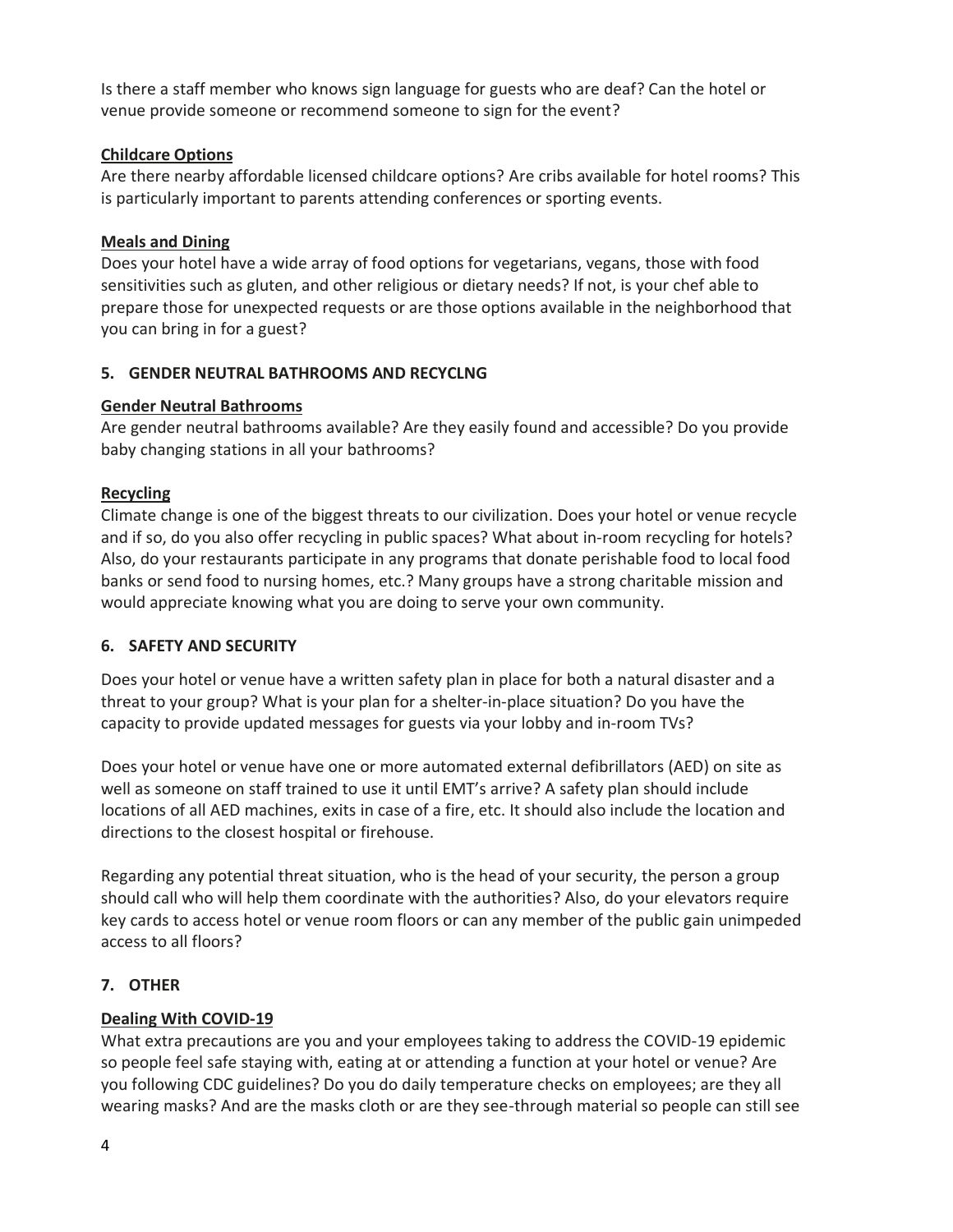Is there a staff member who knows sign language for guests who are deaf? Can the hotel or venue provide someone or recommend someone to sign for the event?

**Childcare Options**

Are there nearby affordable licensed childcare options? Are cribs available for hotel rooms? This is particularly important to parents attending conferences or sporting events.

**Meals and Dining**

Does your hotel have a wide array of food options for vegetarians, vegans, those with food sensitivities such as gluten, and other religious or dietary needs? If not, is your chef able to prepare those for unexpected requests or are those options available in the neighborhood that you can bring in for a guest?

### 5. GENDER NEUTRAL BATHROOMS AND RECYCLNG

**Gender Neutral Bathrooms**

Are gender neutral bathrooms available? Are they easily found and accessible? Do you provide baby changing stations in all your bathrooms?

**Recycling**

Climate change is one of the biggest threats to our civilization. Does your hotel or venue recycle and if so, do you also offer recycling in public spaces? What about in-room recycling for hotels? Also, do your restaurants participate in any programs that donate perishable food to local food banks or send food to nursing homes, etc.? Many groups have a strong charitable mission and would appreciate knowing what you are doing to serve your own community.

### 6. SAFETY AND SECURITY

Does your hotel or venue have a written safety plan in place for both a natural disaster and a threat to your group? What is your plan for a shelter-in-place situation? Do you have the capacity to provide updated messages for guests via your lobby and in-room TVs?

Does your hotel or venue have one or more automated external defibrillators (AED) on site as well as someone on staff trained to use it until EMT's arrive? A safety plan should include locations of all AED machines, exits in case of a fire, etc. It should also include the location and directions to the closest hospital or firehouse.

Regarding any potential threat situation, who is the head of your security, the person a group should call who will help them coordinate with the authorities? Also, do your elevators require key cards to access hotel or venue room floors or can any member of the public gain unimpeded access to all floors?

### 7. OTHER

**Dealing With COVID-19**

What extra precautions are you and your employees taking to address the COVID-19 epidemic so people feel safe staying with, eating at or attending a function at your hotel or venue? Are you following CDC guidelines? Do you do daily temperature checks on employees; are they all wearing masks? And are the masks cloth or are they see-through material so people can still see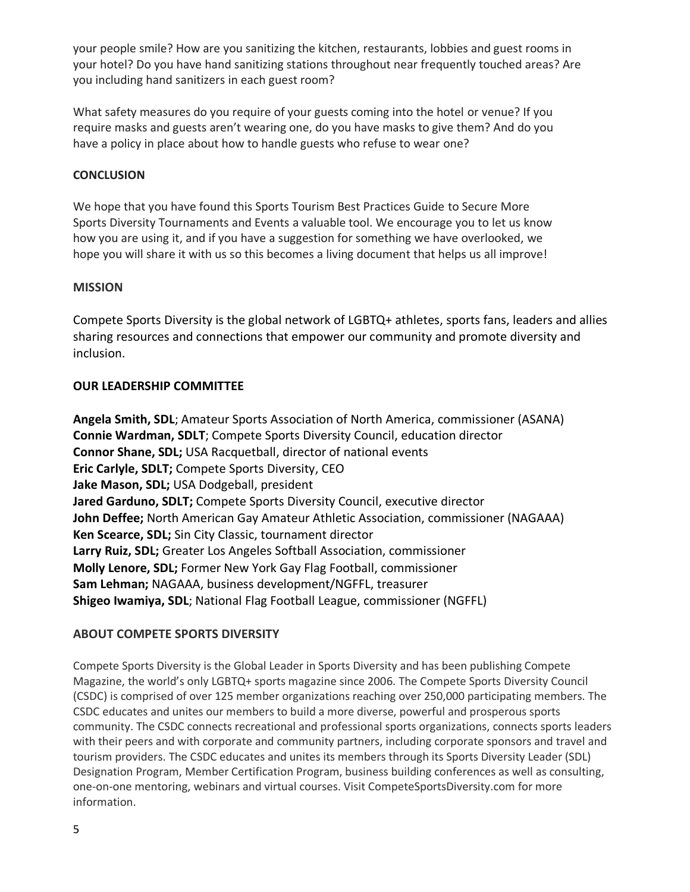your people smile? How are you sanitizing the kitchen, restaurants, lobbies and guest rooms in your hotel? Do you have hand sanitizing stations throughout near frequently touched areas? Are you including hand sanitizers in each guest room?

What safety measures do you require of your guests coming into the hotel or venue? If you require masks and guests aren't wearing one, do you have masks to give them? And do you have a policy in place about how to handle guests who refuse to wear one?

## CONCLUSION

We hope that you have found this Sports Tourism Best Practices Guide to Secure More Sports Diversity Tournaments and Events a valuable tool. We encourage you to let us know how you are using it, and if you have a suggestion for something we have overlooked, we hope you will share it with us so this becomes a living document that helps us all improve!

## MISSION

Compete Sports Diversity is the global network of LGBTQ+ athletes, sports fans, leaders and allies sharing resources and connections that empower our community and promote diversity and inclusion.

## OUR LEADERSHIP COMMITTEE

**Angela Smith, SDL**; Amateur Sports Association of North America, commissioner (ASANA)
**Connie Wardman, SDLT**; Compete Sports Diversity Council, education director
**Connor Shane, SDL;** USA Racquetball, director of national events
**Eric Carlyle, SDLT;** Compete Sports Diversity, CEO
**Jake Mason, SDL;** USA Dodgeball, president
**Jared Garduno, SDLT;** Compete Sports Diversity Council, executive director
**John Deffee;** North American Gay Amateur Athletic Association, commissioner (NAGAAA)
**Ken Scearce, SDL;** Sin City Classic, tournament director
**Larry Ruiz, SDL;** Greater Los Angeles Softball Association, commissioner
**Molly Lenore, SDL;** Former New York Gay Flag Football, commissioner
**Sam Lehman;** NAGAAA, business development/NGFFL, treasurer
**Shigeo Iwamiya, SDL**; National Flag Football League, commissioner (NGFFL)

## ABOUT COMPETE SPORTS DIVERSITY

Compete Sports Diversity is the Global Leader in Sports Diversity and has been publishing Compete Magazine, the world's only LGBTQ+ sports magazine since 2006. The Compete Sports Diversity Council (CSDC) is comprised of over 125 member organizations reaching over 250,000 participating members. The CSDC educates and unites our members to build a more diverse, powerful and prosperous sports community. The CSDC connects recreational and professional sports organizations, connects sports leaders with their peers and with corporate and community partners, including corporate sponsors and travel and tourism providers. The CSDC educates and unites its members through its Sports Diversity Leader (SDL) Designation Program, Member Certification Program, business building conferences as well as consulting, one-on-one mentoring, webinars and virtual courses. Visit CompeteSportsDiversity.com for more information.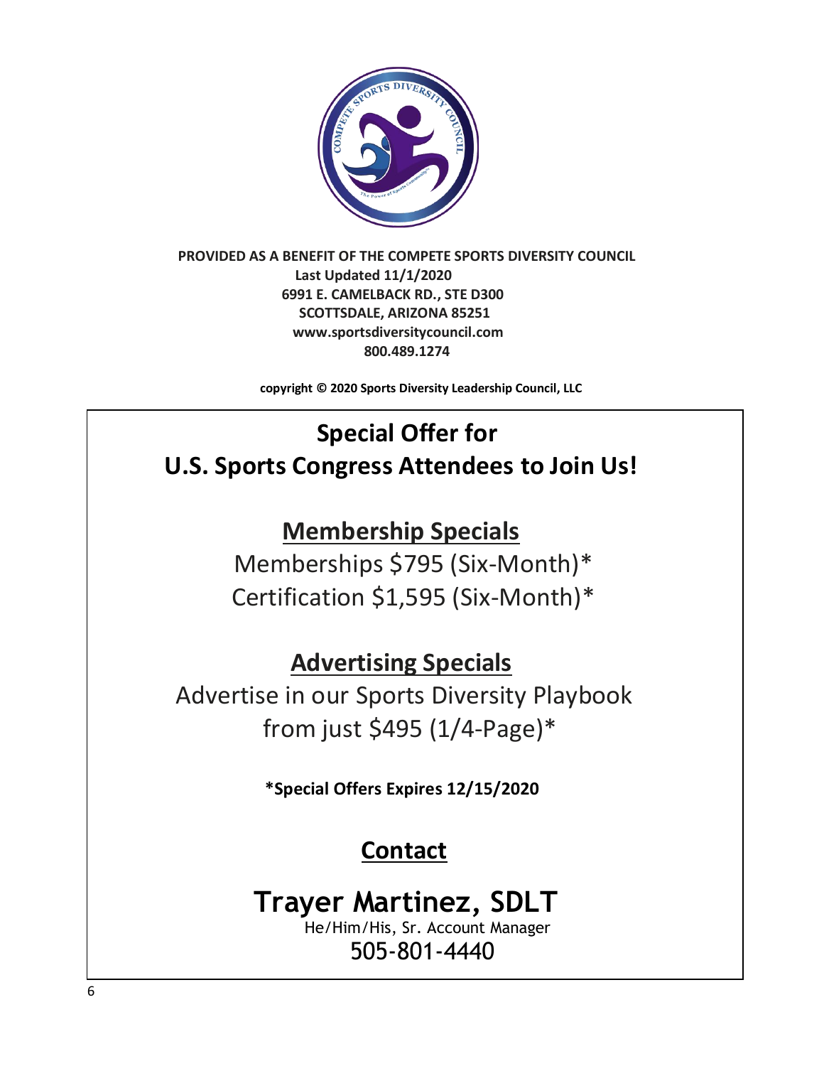**PROVIDED AS A BENEFIT OF THE COMPETE SPORTS DIVERSITY COUNCIL**
**Last Updated 11/1/2020**
**6991 E. CAMELBACK RD., STE D300**
**SCOTTSDALE, ARIZONA 85251**
**www.sportsdiversitycouncil.com**
**800.489.1274**

**copyright © 2020 Sports Diversity Leadership Council, LLC**

# Special Offer for U.S. Sports Congress Attendees to Join Us!

## Membership Specials

Memberships $795 (Six-Month)*
Certification $1,595 (Six-Month)*

## Advertising Specials

Advertise in our Sports Diversity Playbook from just $495 (1/4-Page)*

**\*Special Offers Expires 12/15/2020**

## Contact

# Trayer Martinez, SDLT

He/Him/His, Sr. Account Manager
505-801-4440